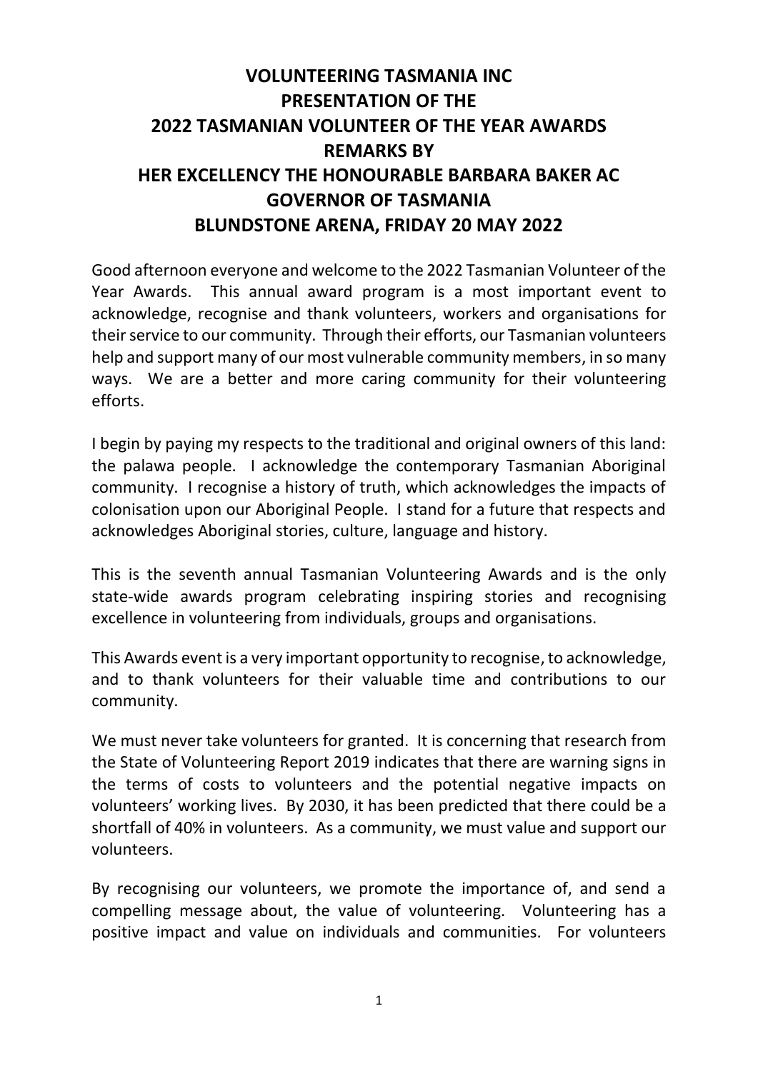# VOLUNTEERING TASMANIA INC
# PRESENTATION OF THE
# 2022 TASMANIAN VOLUNTEER OF THE YEAR AWARDS
# REMARKS BY
# HER EXCELLENCY THE HONOURABLE BARBARA BAKER AC
# GOVERNOR OF TASMANIA
# BLUNDSTONE ARENA, FRIDAY 20 MAY 2022

Good afternoon everyone and welcome to the 2022 Tasmanian Volunteer of the Year Awards. This annual award program is a most important event to acknowledge, recognise and thank volunteers, workers and organisations for their service to our community. Through their efforts, our Tasmanian volunteers help and support many of our most vulnerable community members, in so many ways. We are a better and more caring community for their volunteering efforts.

I begin by paying my respects to the traditional and original owners of this land: the palawa people. I acknowledge the contemporary Tasmanian Aboriginal community. I recognise a history of truth, which acknowledges the impacts of colonisation upon our Aboriginal People. I stand for a future that respects and acknowledges Aboriginal stories, culture, language and history.

This is the seventh annual Tasmanian Volunteering Awards and is the only state-wide awards program celebrating inspiring stories and recognising excellence in volunteering from individuals, groups and organisations.

This Awards event is a very important opportunity to recognise, to acknowledge, and to thank volunteers for their valuable time and contributions to our community.

We must never take volunteers for granted. It is concerning that research from the State of Volunteering Report 2019 indicates that there are warning signs in the terms of costs to volunteers and the potential negative impacts on volunteers' working lives. By 2030, it has been predicted that there could be a shortfall of 40% in volunteers. As a community, we must value and support our volunteers.

By recognising our volunteers, we promote the importance of, and send a compelling message about, the value of volunteering. Volunteering has a positive impact and value on individuals and communities. For volunteers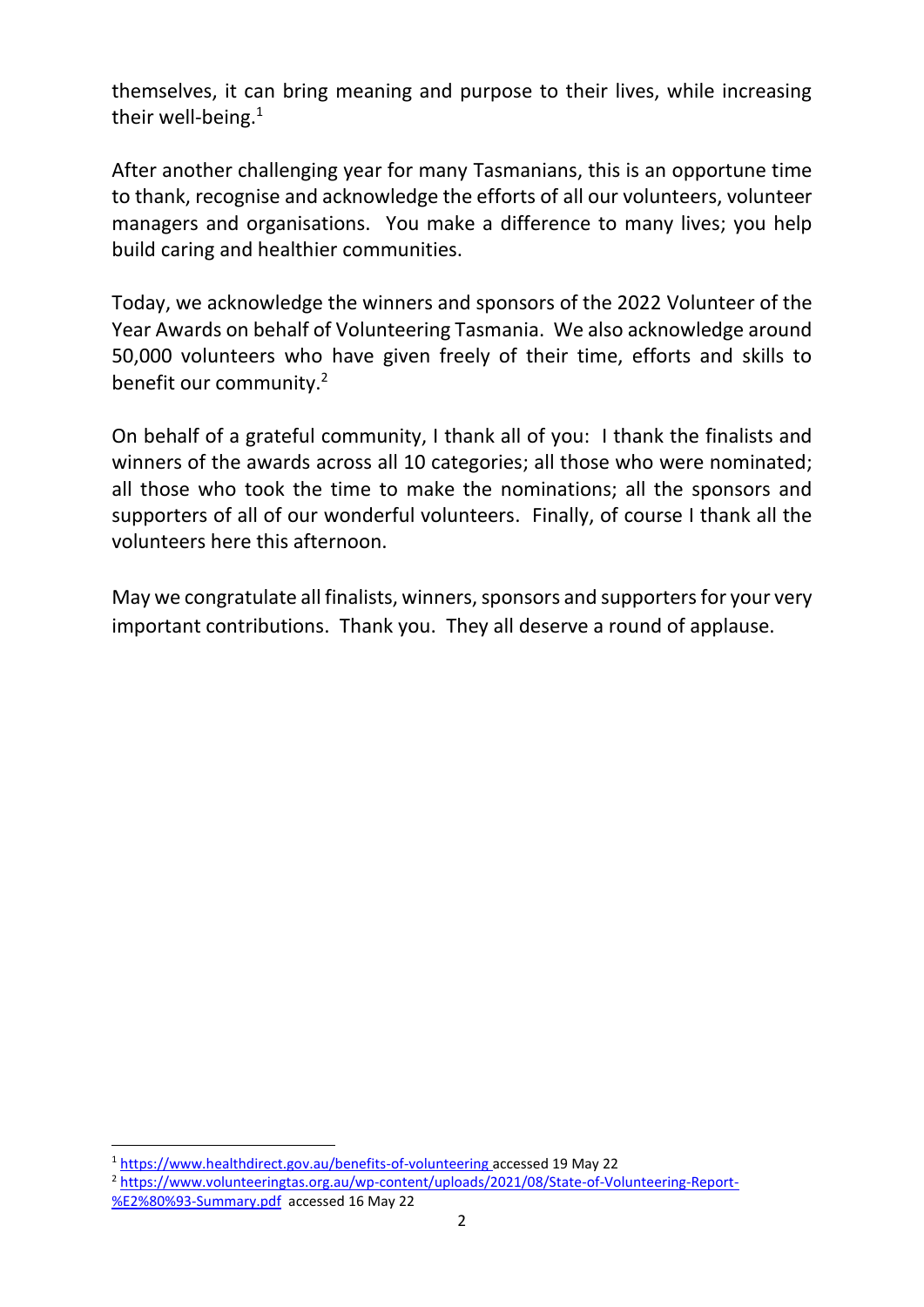themselves, it can bring meaning and purpose to their lives, while increasing their well-being.[1]

After another challenging year for many Tasmanians, this is an opportune time to thank, recognise and acknowledge the efforts of all our volunteers, volunteer managers and organisations. You make a difference to many lives; you help build caring and healthier communities.

Today, we acknowledge the winners and sponsors of the 2022 Volunteer of the Year Awards on behalf of Volunteering Tasmania. We also acknowledge around 50,000 volunteers who have given freely of their time, efforts and skills to benefit our community.[2]

On behalf of a grateful community, I thank all of you: I thank the finalists and winners of the awards across all 10 categories; all those who were nominated; all those who took the time to make the nominations; all the sponsors and supporters of all of our wonderful volunteers. Finally, of course I thank all the volunteers here this afternoon.

May we congratulate all finalists, winners, sponsors and supporters for your very important contributions. Thank you. They all deserve a round of applause.

---

[1] https://www.healthdirect.gov.au/benefits-of-volunteering accessed 19 May 22

[2] https://www.volunteeringtas.org.au/wp-content/uploads/2021/08/State-of-Volunteering-Report-%E2%80%93-Summary.pdf accessed 16 May 22